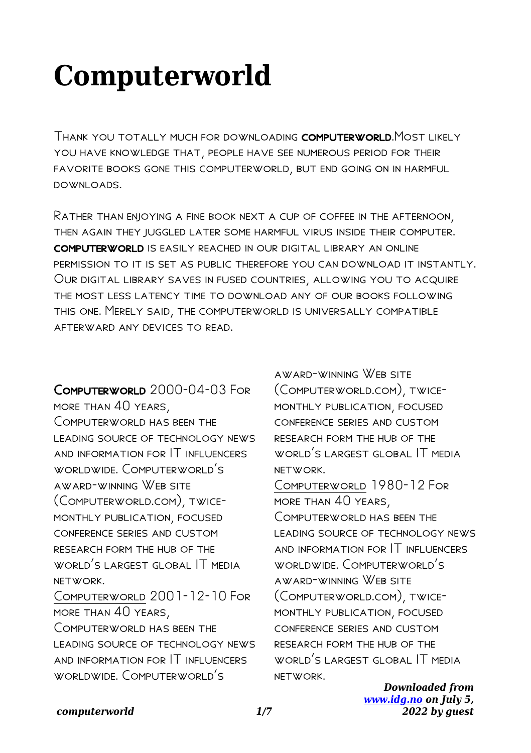# Computerworld

Thank you totally much for downloading **computerworld**.Most likely you have knowledge that, people have see numerous period for their favorite books gone this computerworld, but end going on in harmful downloads.

Rather than enjoying a fine book next a cup of coffee in the afternoon, then again they juggled later some harmful virus inside their computer. **computerworld** is easily reached in our digital library an online permission to it is set as public therefore you can download it instantly. Our digital library saves in fused countries, allowing you to acquire the most less latency time to download any of our books following this one. Merely said, the computerworld is universally compatible afterward any devices to read.

**Computerworld** 2000-04-03 For more than 40 years, Computerworld has been the leading source of technology news and information for IT influencers worldwide. Computerworld's award-winning Web site (Computerworld.com), twice-monthly publication, focused conference series and custom research form the hub of the world's largest global IT media network.

Computerworld 2001-12-10 For more than 40 years, Computerworld has been the leading source of technology news and information for IT influencers worldwide. Computerworld's award-winning Web site (Computerworld.com), twice-monthly publication, focused conference series and custom research form the hub of the world's largest global IT media network.

Computerworld 1980-12 For more than 40 years, Computerworld has been the leading source of technology news and information for IT influencers worldwide. Computerworld's award-winning Web site (Computerworld.com), twice-monthly publication, focused conference series and custom research form the hub of the world's largest global IT media network.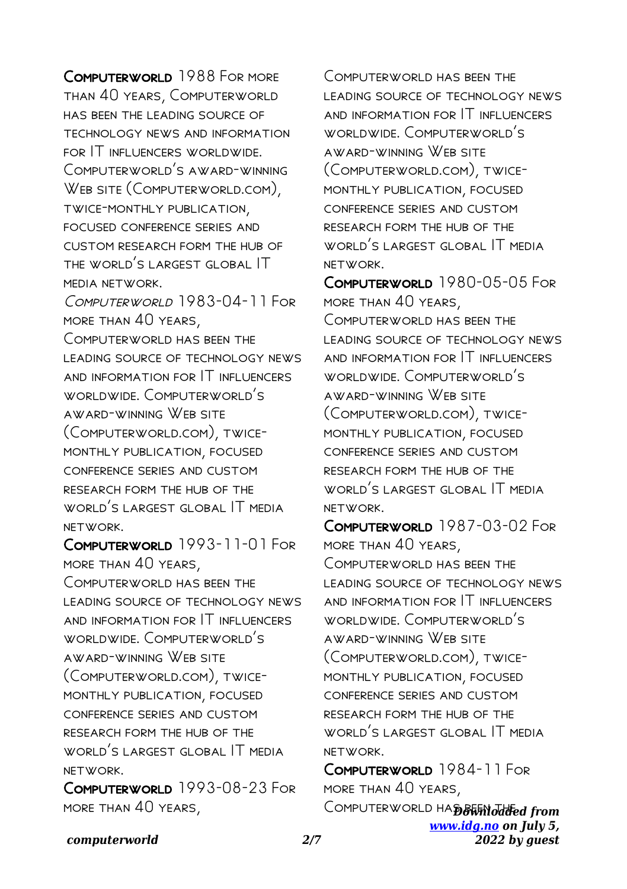**Computerworld** 1988 For more than 40 years, Computerworld has been the leading source of technology news and information for IT influencers worldwide. Computerworld's award-winning Web site (Computerworld.com), twice-monthly publication, focused conference series and custom research form the hub of the world's largest global IT media network.

*Computerworld* 1983-04-11 For more than 40 years, Computerworld has been the leading source of technology news and information for IT influencers worldwide. Computerworld's award-winning Web site (Computerworld.com), twice-monthly publication, focused conference series and custom research form the hub of the world's largest global IT media network.

**Computerworld** 1993-11-01 For more than 40 years, Computerworld has been the leading source of technology news and information for IT influencers worldwide. Computerworld's award-winning Web site (Computerworld.com), twice-monthly publication, focused conference series and custom research form the hub of the world's largest global IT media network.

**Computerworld** 1993-08-23 For more than 40 years, Computerworld has been the leading source of technology news and information for IT influencers worldwide. Computerworld's award-winning Web site (Computerworld.com), twice-monthly publication, focused conference series and custom research form the hub of the world's largest global IT media network.

**Computerworld** 1980-05-05 For more than 40 years, Computerworld has been the leading source of technology news and information for IT influencers worldwide. Computerworld's award-winning Web site (Computerworld.com), twice-monthly publication, focused conference series and custom research form the hub of the world's largest global IT media network.

**Computerworld** 1987-03-02 For more than 40 years, Computerworld has been the leading source of technology news and information for IT influencers worldwide. Computerworld's award-winning Web site (Computerworld.com), twice-monthly publication, focused conference series and custom research form the hub of the world's largest global IT media network.

**Computerworld** 1984-11 For more than 40 years, Computerworld has been the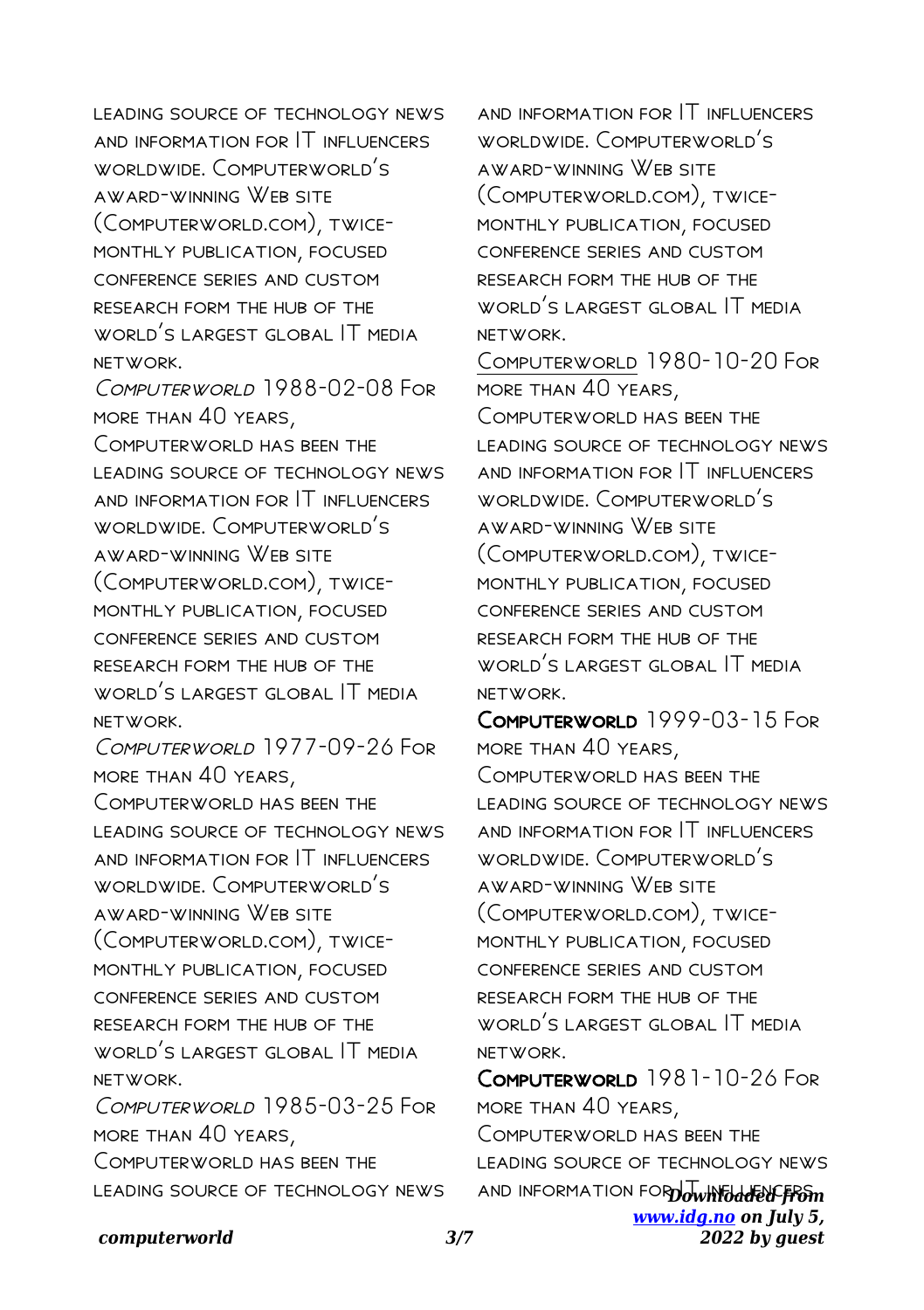leading source of technology news and information for IT influencers worldwide. Computerworld's award-winning Web site (Computerworld.com), twice-monthly publication, focused conference series and custom research form the hub of the world's largest global IT media network.

*Computerworld* 1988-02-08 For more than 40 years, Computerworld has been the leading source of technology news and information for IT influencers worldwide. Computerworld's award-winning Web site (Computerworld.com), twice-monthly publication, focused conference series and custom research form the hub of the world's largest global IT media network.

*Computerworld* 1977-09-26 For more than 40 years, Computerworld has been the leading source of technology news and information for IT influencers worldwide. Computerworld's award-winning Web site (Computerworld.com), twice-monthly publication, focused conference series and custom research form the hub of the world's largest global IT media network.

*Computerworld* 1985-03-25 For more than 40 years, Computerworld has been the leading source of technology news and information for IT influencers worldwide. Computerworld's award-winning Web site (Computerworld.com), twice-monthly publication, focused conference series and custom research form the hub of the world's largest global IT media network.

Computerworld 1980-10-20 For more than 40 years, Computerworld has been the leading source of technology news and information for IT influencers worldwide. Computerworld's award-winning Web site (Computerworld.com), twice-monthly publication, focused conference series and custom research form the hub of the world's largest global IT media network.

**Computerworld** 1999-03-15 For more than 40 years, Computerworld has been the leading source of technology news and information for IT influencers worldwide. Computerworld's award-winning Web site (Computerworld.com), twice-monthly publication, focused conference series and custom research form the hub of the world's largest global IT media network.

**Computerworld** 1981-10-26 For more than 40 years, Computerworld has been the leading source of technology news and information for IT influencers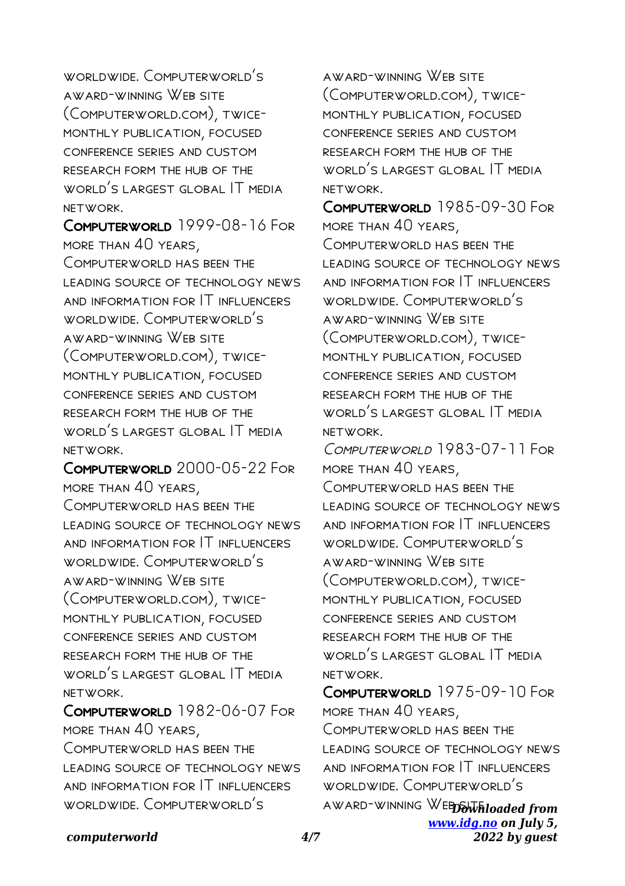worldwide. Computerworld's award-winning Web site (Computerworld.com), twice-monthly publication, focused conference series and custom research form the hub of the world's largest global IT media network.

**Computerworld** 1999-08-16 For more than 40 years, Computerworld has been the leading source of technology news and information for IT influencers worldwide. Computerworld's award-winning Web site (Computerworld.com), twice-monthly publication, focused conference series and custom research form the hub of the world's largest global IT media network.

**Computerworld** 2000-05-22 For more than 40 years, Computerworld has been the leading source of technology news and information for IT influencers worldwide. Computerworld's award-winning Web site (Computerworld.com), twice-monthly publication, focused conference series and custom research form the hub of the world's largest global IT media network.

**Computerworld** 1982-06-07 For more than 40 years, Computerworld has been the leading source of technology news and information for IT influencers worldwide. Computerworld's award-winning Web site (Computerworld.com), twice-monthly publication, focused conference series and custom research form the hub of the world's largest global IT media network.

**Computerworld** 1985-09-30 For more than 40 years, Computerworld has been the leading source of technology news and information for IT influencers worldwide. Computerworld's award-winning Web site (Computerworld.com), twice-monthly publication, focused conference series and custom research form the hub of the world's largest global IT media network.

*Computerworld* 1983-07-11 For more than 40 years, Computerworld has been the leading source of technology news and information for IT influencers worldwide. Computerworld's award-winning Web site (Computerworld.com), twice-monthly publication, focused conference series and custom research form the hub of the world's largest global IT media network.

**Computerworld** 1975-09-10 For more than 40 years, Computerworld has been the leading source of technology news and information for IT influencers worldwide. Computerworld's award-winning Web site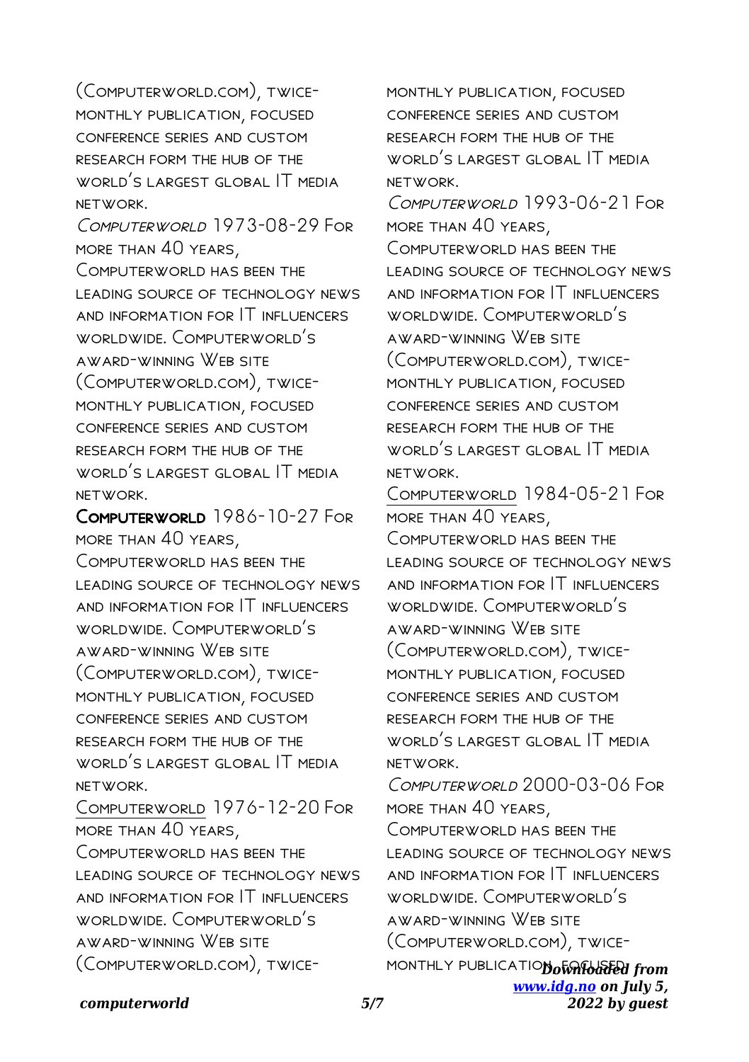(Computerworld.com), twice-monthly publication, focused conference series and custom research form the hub of the world's largest global IT media network.

*Computerworld* 1973-08-29 For more than 40 years, Computerworld has been the leading source of technology news and information for IT influencers worldwide. Computerworld's award-winning Web site (Computerworld.com), twice-monthly publication, focused conference series and custom research form the hub of the world's largest global IT media network.

**Computerworld** 1986-10-27 For more than 40 years, Computerworld has been the leading source of technology news and information for IT influencers worldwide. Computerworld's award-winning Web site (Computerworld.com), twice-monthly publication, focused conference series and custom research form the hub of the world's largest global IT media network.

Computerworld 1976-12-20 For more than 40 years, Computerworld has been the leading source of technology news and information for IT influencers worldwide. Computerworld's award-winning Web site (Computerworld.com), twice-monthly publication, focused conference series and custom research form the hub of the world's largest global IT media network.

*Computerworld* 1993-06-21 For more than 40 years, Computerworld has been the leading source of technology news and information for IT influencers worldwide. Computerworld's award-winning Web site (Computerworld.com), twice-monthly publication, focused conference series and custom research form the hub of the world's largest global IT media network.

Computerworld 1984-05-21 For more than 40 years, Computerworld has been the leading source of technology news and information for IT influencers worldwide. Computerworld's award-winning Web site (Computerworld.com), twice-monthly publication, focused conference series and custom research form the hub of the world's largest global IT media network.

*Computerworld* 2000-03-06 For more than 40 years, Computerworld has been the leading source of technology news and information for IT influencers worldwide. Computerworld's award-winning Web site (Computerworld.com), twice-monthly publication, focused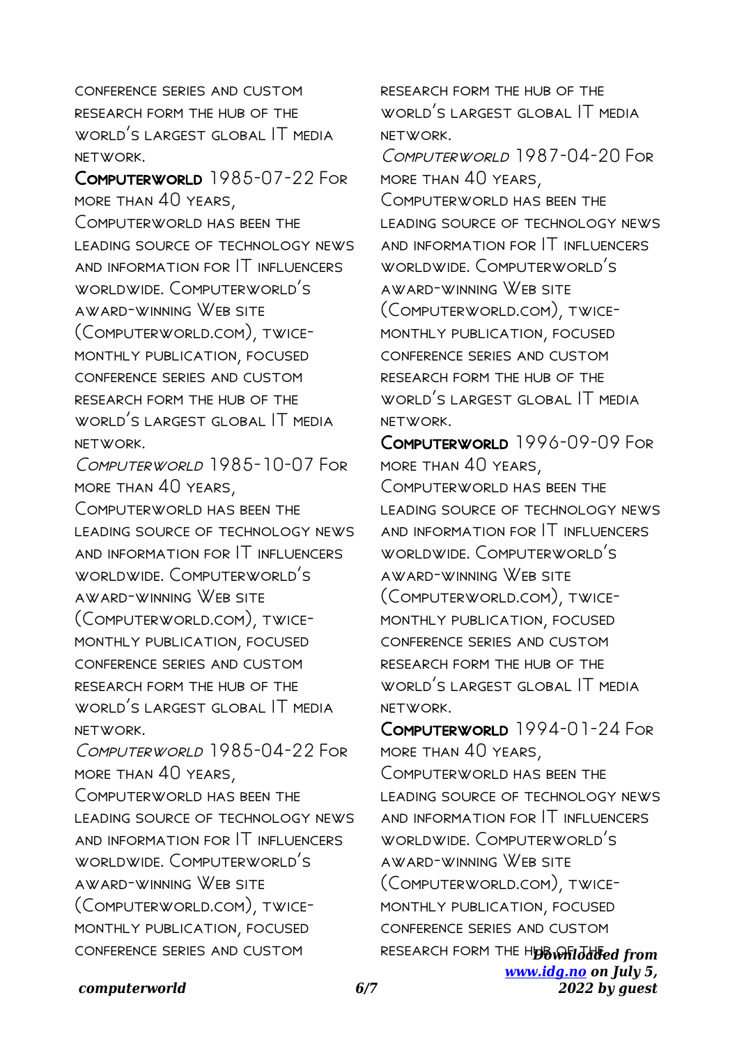conference series and custom research form the hub of the world's largest global IT media network.

**Computerworld** 1985-07-22 For more than 40 years, Computerworld has been the leading source of technology news and information for IT influencers worldwide. Computerworld's award-winning Web site (Computerworld.com), twice-monthly publication, focused conference series and custom research form the hub of the world's largest global IT media network.

*Computerworld* 1985-10-07 For more than 40 years, Computerworld has been the leading source of technology news and information for IT influencers worldwide. Computerworld's award-winning Web site (Computerworld.com), twice-monthly publication, focused conference series and custom research form the hub of the world's largest global IT media network.

*Computerworld* 1985-04-22 For more than 40 years, Computerworld has been the leading source of technology news and information for IT influencers worldwide. Computerworld's award-winning Web site (Computerworld.com), twice-monthly publication, focused conference series and custom research form the hub of the world's largest global IT media network.

*Computerworld* 1987-04-20 For more than 40 years, Computerworld has been the leading source of technology news and information for IT influencers worldwide. Computerworld's award-winning Web site (Computerworld.com), twice-monthly publication, focused conference series and custom research form the hub of the world's largest global IT media network.

**Computerworld** 1996-09-09 For more than 40 years, Computerworld has been the leading source of technology news and information for IT influencers worldwide. Computerworld's award-winning Web site (Computerworld.com), twice-monthly publication, focused conference series and custom research form the hub of the world's largest global IT media network.

**Computerworld** 1994-01-24 For more than 40 years, Computerworld has been the leading source of technology news and information for IT influencers worldwide. Computerworld's award-winning Web site (Computerworld.com), twice-monthly publication, focused conference series and custom research form the hub of the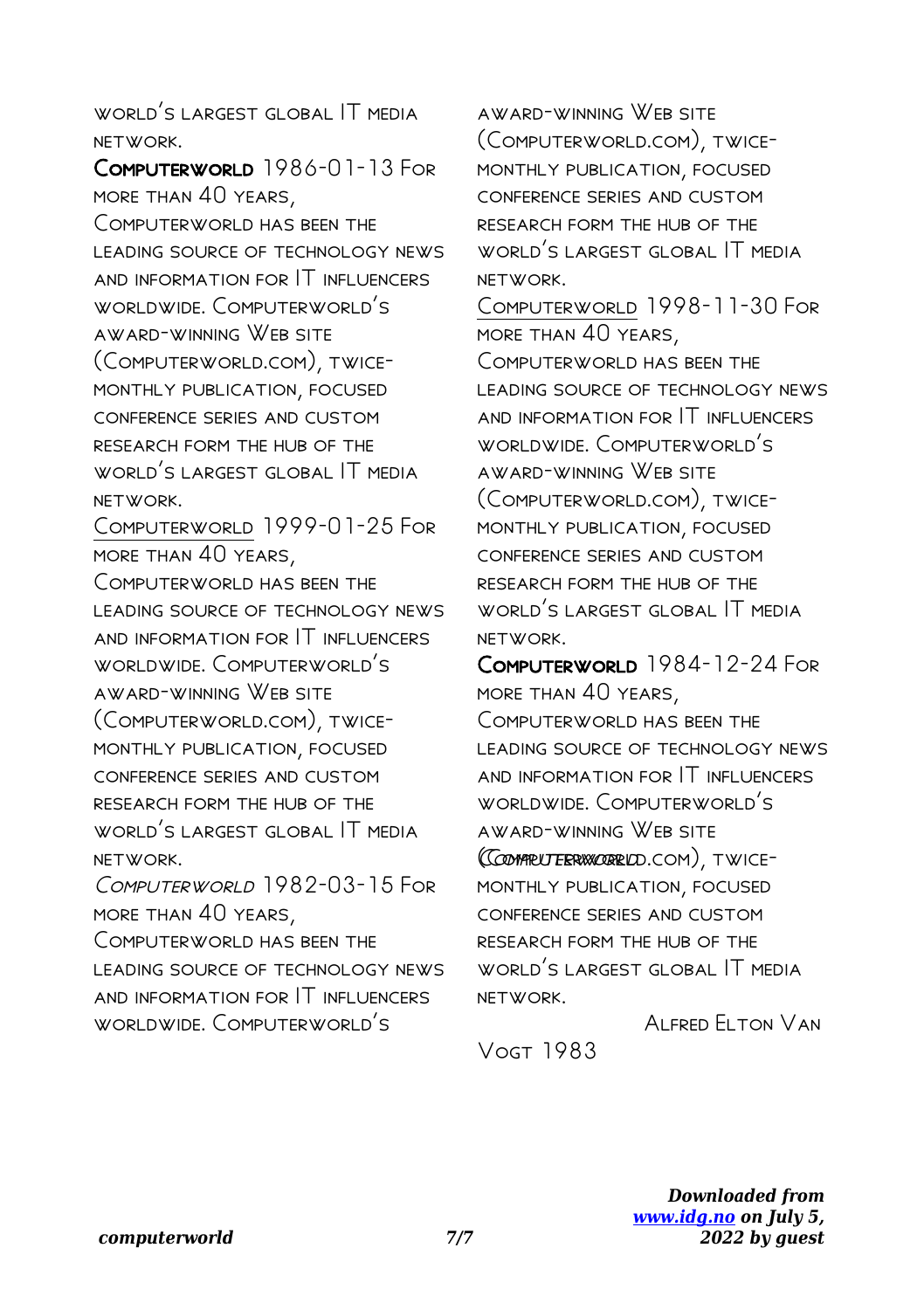world's largest global IT media network.

**Computerworld** 1986-01-13 For more than 40 years, Computerworld has been the leading source of technology news and information for IT influencers worldwide. Computerworld's award-winning Web site (Computerworld.com), twice-monthly publication, focused conference series and custom research form the hub of the world's largest global IT media network.

Computerworld 1999-01-25 For more than 40 years, Computerworld has been the leading source of technology news and information for IT influencers worldwide. Computerworld's award-winning Web site (Computerworld.com), twice-monthly publication, focused conference series and custom research form the hub of the world's largest global IT media network.

*Computerworld* 1982-03-15 For more than 40 years, Computerworld has been the leading source of technology news and information for IT influencers worldwide. Computerworld's award-winning Web site (Computerworld.com), twice-monthly publication, focused conference series and custom research form the hub of the world's largest global IT media network.

Computerworld 1998-11-30 For more than 40 years, Computerworld has been the leading source of technology news and information for IT influencers worldwide. Computerworld's award-winning Web site (Computerworld.com), twice-monthly publication, focused conference series and custom research form the hub of the world's largest global IT media network.

**Computerworld** 1984-12-24 For more than 40 years, Computerworld has been the leading source of technology news and information for IT influencers worldwide. Computerworld's award-winning Web site (Computerworld.com), twice-monthly publication, focused conference series and custom research form the hub of the world's largest global IT media network.

Alfred Elton Van Vogt 1983